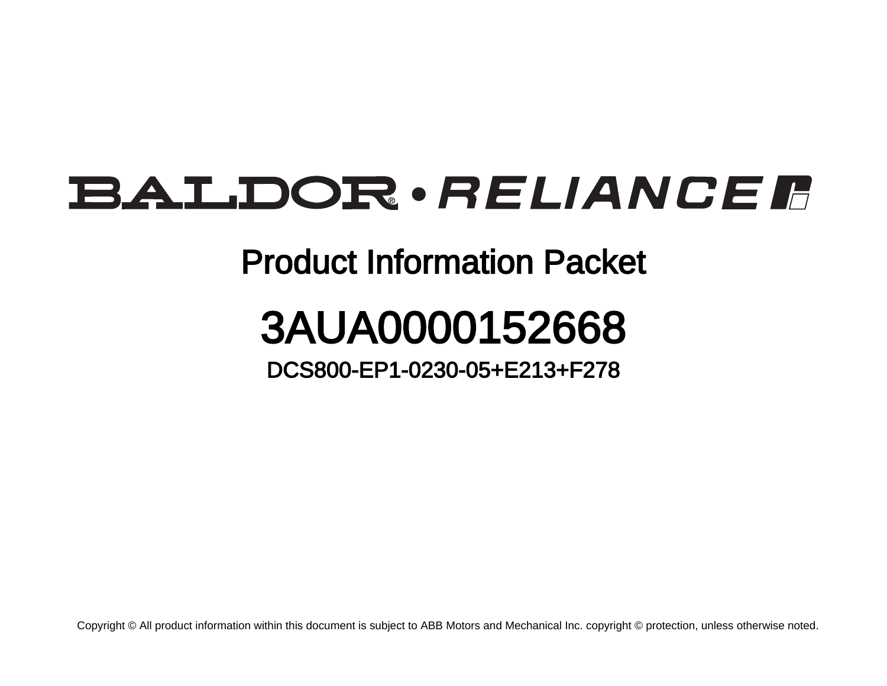# BALDOR • RELIANCE

## Product Information Packet

# 3AUA0000152668

### DCS800-EP1-0230-05+E213+F278

Copyright © All product information within this document is subject to ABB Motors and Mechanical Inc. copyright © protection, unless otherwise noted.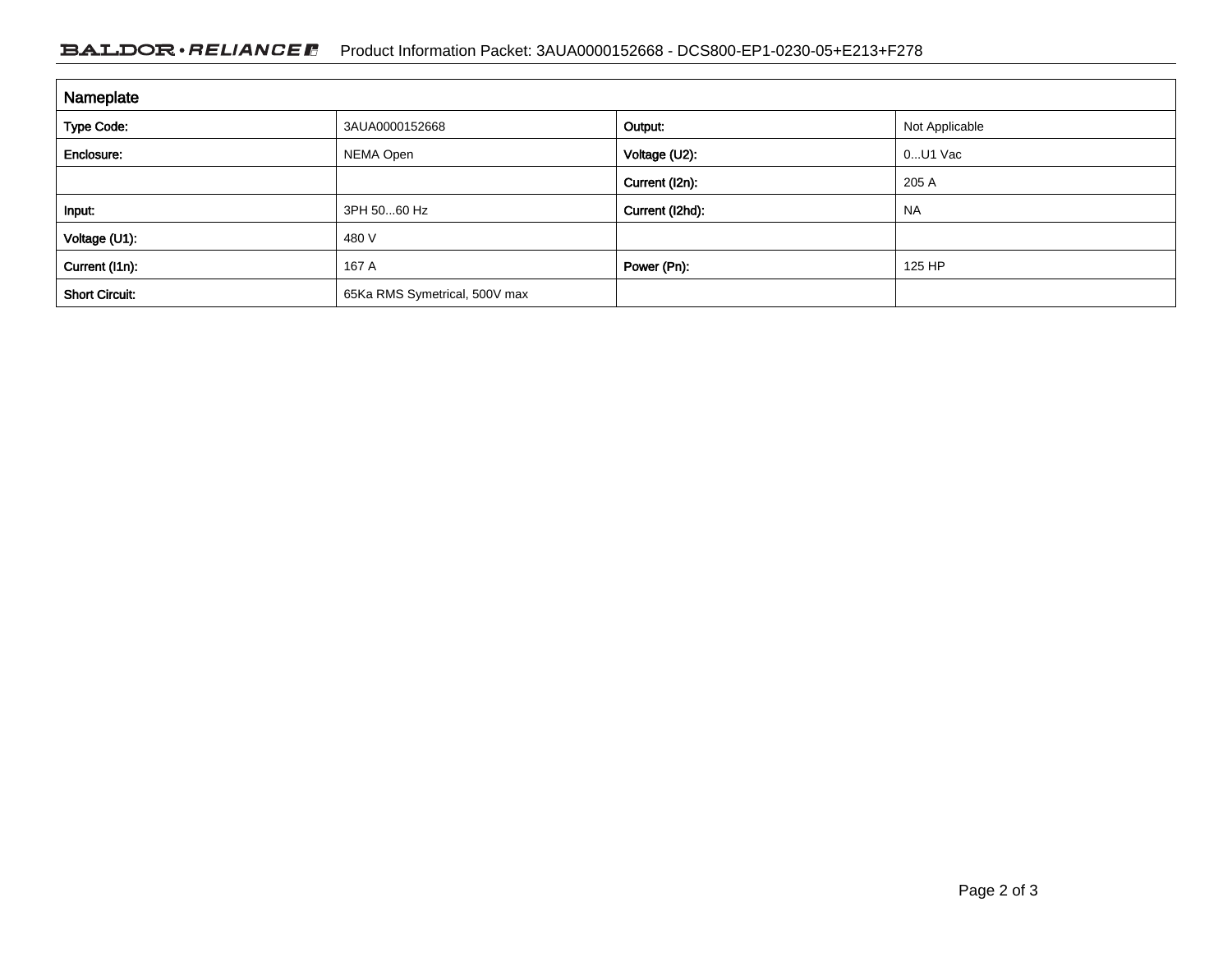| Nameplate | | | |
|---|---|---|---|
| **Type Code:** | 3AUA0000152668 | **Output:** | Not Applicable |
| **Enclosure:** | NEMA Open | **Voltage (U2):** | 0...U1 Vac |
| | | **Current (I2n):** | 205 A |
| **Input:** | 3PH 50...60 Hz | **Current (I2hd):** | NA |
| **Voltage (U1):** | 480 V | | |
| **Current (I1n):** | 167 A | **Power (Pn):** | 125 HP |
| **Short Circuit:** | 65Ka RMS Symetrical, 500V max | | |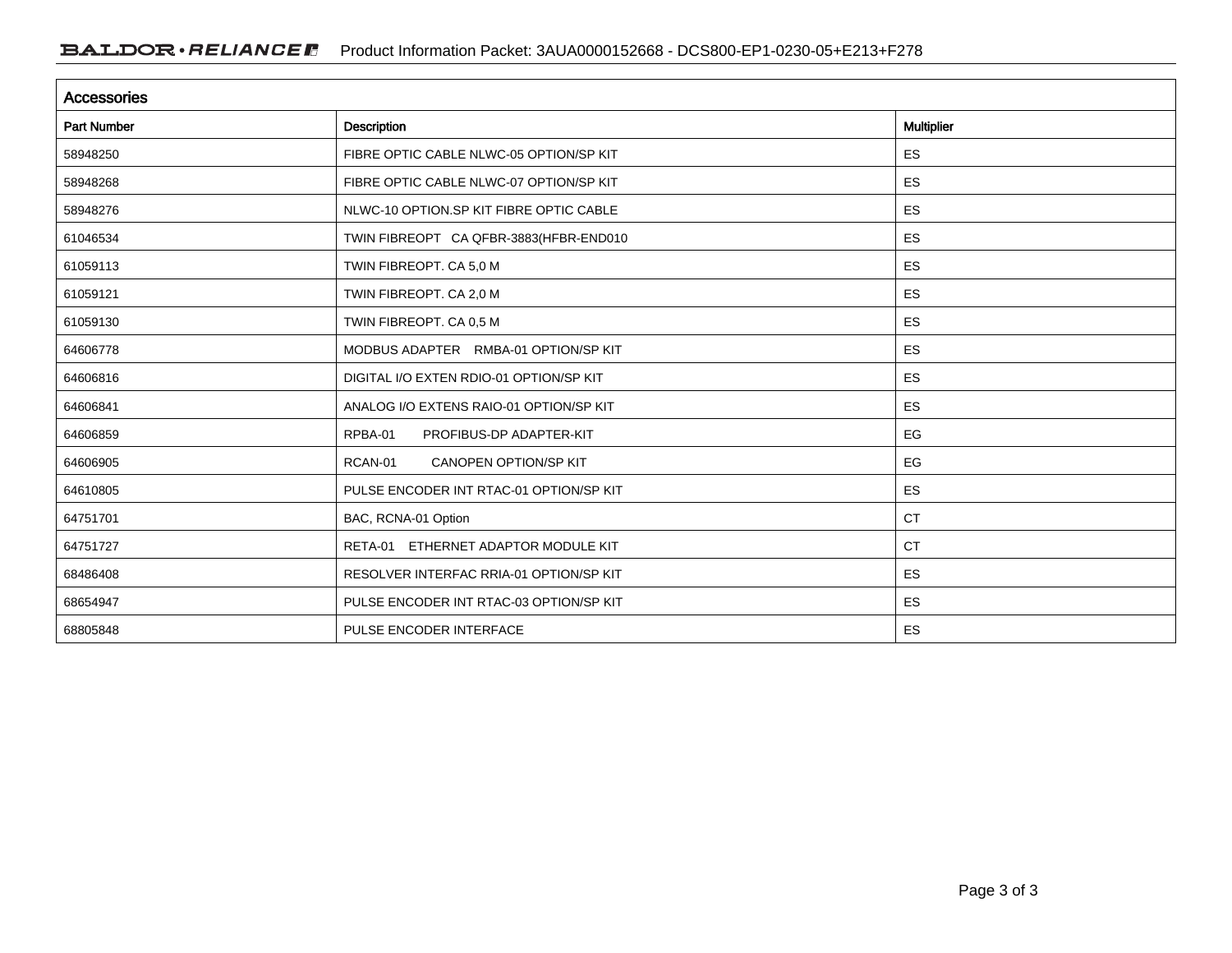## Accessories

| Part Number | Description | Multiplier |
|---|---|---|
| 58948250 | FIBRE OPTIC CABLE NLWC-05 OPTION/SP KIT | ES |
| 58948268 | FIBRE OPTIC CABLE NLWC-07 OPTION/SP KIT | ES |
| 58948276 | NLWC-10 OPTION.SP KIT FIBRE OPTIC CABLE | ES |
| 61046534 | TWIN FIBREOPT CA QFBR-3883(HFBR-END010 | ES |
| 61059113 | TWIN FIBREOPT. CA 5,0 M | ES |
| 61059121 | TWIN FIBREOPT. CA 2,0 M | ES |
| 61059130 | TWIN FIBREOPT. CA 0,5 M | ES |
| 64606778 | MODBUS ADAPTER RMBA-01 OPTION/SP KIT | ES |
| 64606816 | DIGITAL I/O EXTEN RDIO-01 OPTION/SP KIT | ES |
| 64606841 | ANALOG I/O EXTENS RAIO-01 OPTION/SP KIT | ES |
| 64606859 | RPBA-01 PROFIBUS-DP ADAPTER-KIT | EG |
| 64606905 | RCAN-01 CANOPEN OPTION/SP KIT | EG |
| 64610805 | PULSE ENCODER INT RTAC-01 OPTION/SP KIT | ES |
| 64751701 | BAC, RCNA-01 Option | CT |
| 64751727 | RETA-01 ETHERNET ADAPTOR MODULE KIT | CT |
| 68486408 | RESOLVER INTERFAC RRIA-01 OPTION/SP KIT | ES |
| 68654947 | PULSE ENCODER INT RTAC-03 OPTION/SP KIT | ES |
| 68805848 | PULSE ENCODER INTERFACE | ES |